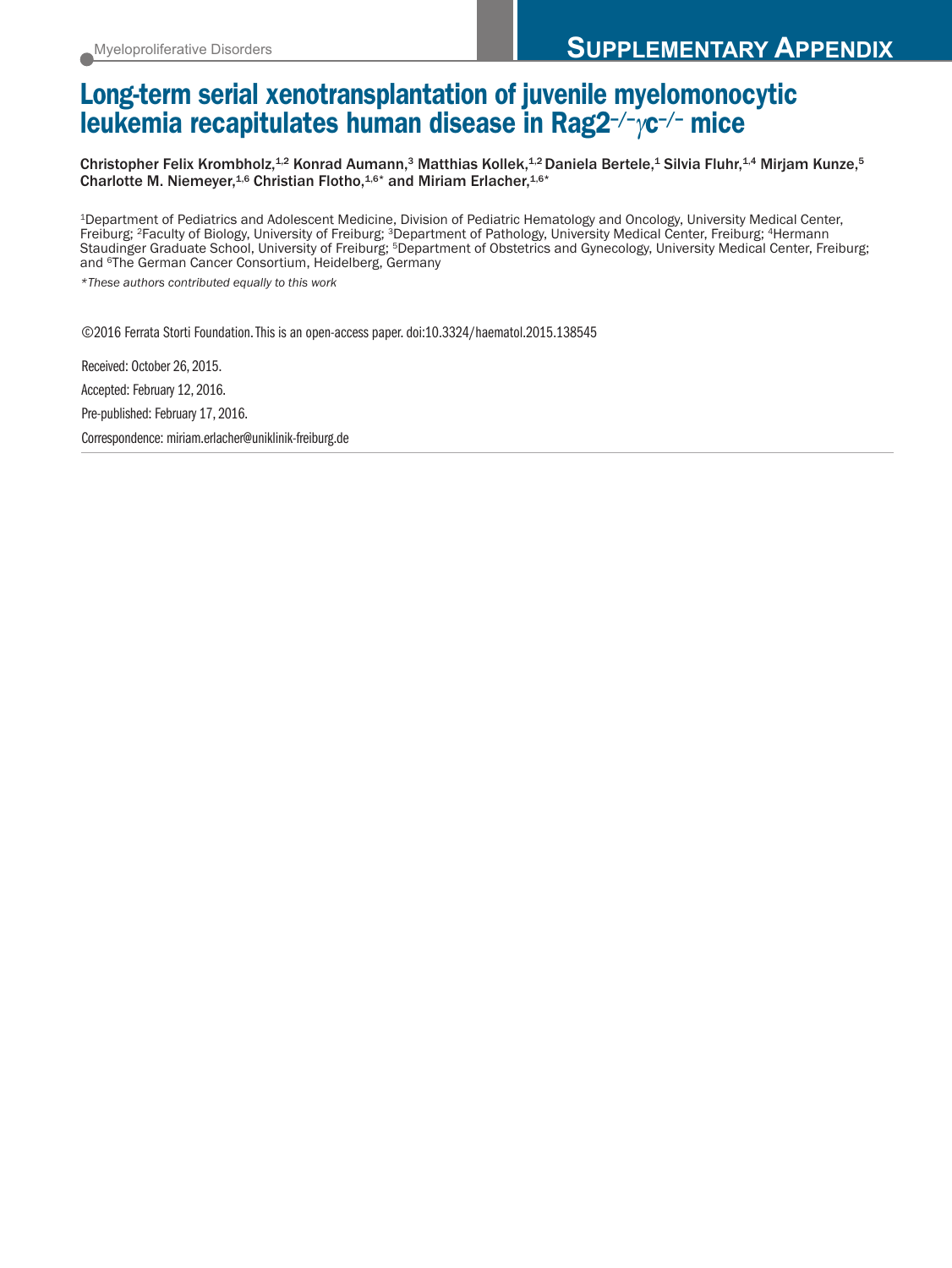Myeloproliferative Disorders

# SUPPLEMENTARY APPENDIX

# Long-term serial xenotransplantation of juvenile myelomonocytic leukemia recapitulates human disease in Rag2$^{-/-}\gamma$c$^{-/-}$ mice

**Christopher Felix Krombholz,[1,2] Konrad Aumann,[3] Matthias Kollek,[1,2] Daniela Bertele,[1] Silvia Fluhr,[1,4] Mirjam Kunze,[5] Charlotte M. Niemeyer,[1,6] Christian Flotho,[1,6*] and Miriam Erlacher,[1,6*]**

[1]Department of Pediatrics and Adolescent Medicine, Division of Pediatric Hematology and Oncology, University Medical Center, Freiburg; [2]Faculty of Biology, University of Freiburg; [3]Department of Pathology, University Medical Center, Freiburg; [4]Hermann Staudinger Graduate School, University of Freiburg; [5]Department of Obstetrics and Gynecology, University Medical Center, Freiburg; and [6]The German Cancer Consortium, Heidelberg, Germany

*\*These authors contributed equally to this work*

©2016 Ferrata Storti Foundation. This is an open-access paper. doi:10.3324/haematol.2015.138545

Received: October 26, 2015.

Accepted: February 12, 2016.

Pre-published: February 17, 2016.

Correspondence: miriam.erlacher@uniklinik-freiburg.de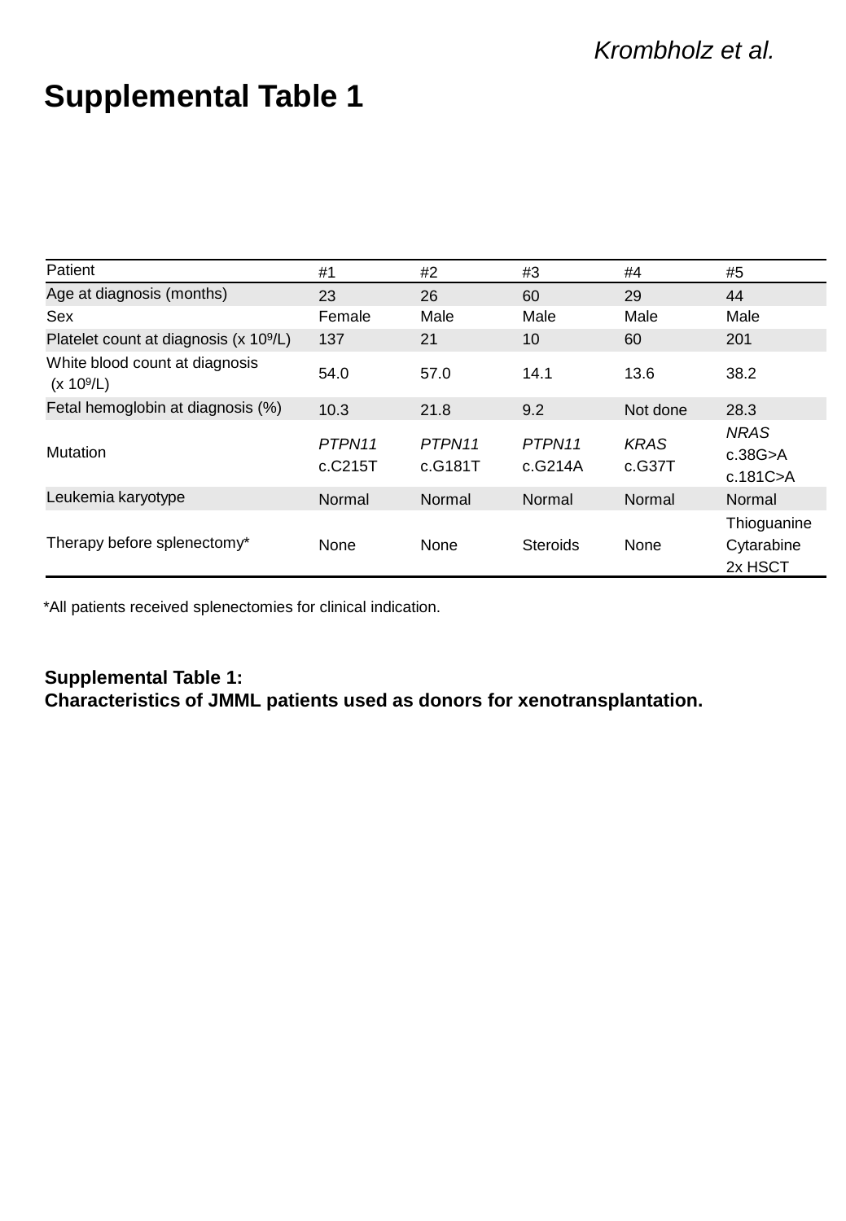# Supplemental Table 1

| Patient | #1 | #2 | #3 | #4 | #5 |
|---|---|---|---|---|---|
| Age at diagnosis (months) | 23 | 26 | 60 | 29 | 44 |
| Sex | Female | Male | Male | Male | Male |
| Platelet count at diagnosis (x $10^9$/L) | 137 | 21 | 10 | 60 | 201 |
| White blood count at diagnosis (x $10^9$/L) | 54.0 | 57.0 | 14.1 | 13.6 | 38.2 |
| Fetal hemoglobin at diagnosis (%) | 10.3 | 21.8 | 9.2 | Not done | 28.3 |
| Mutation | *PTPN11* c.C215T | *PTPN11* c.G181T | *PTPN11* c.G214A | *KRAS* c.G37T | *NRAS* c.38G>A c.181C>A |
| Leukemia karyotype | Normal | Normal | Normal | Normal | Normal |
| Therapy before splenectomy* | None | None | Steroids | None | Thioguanine Cytarabine 2x HSCT |

*All patients received splenectomies for clinical indication.

**Supplemental Table 1:**
**Characteristics of JMML patients used as donors for xenotransplantation.**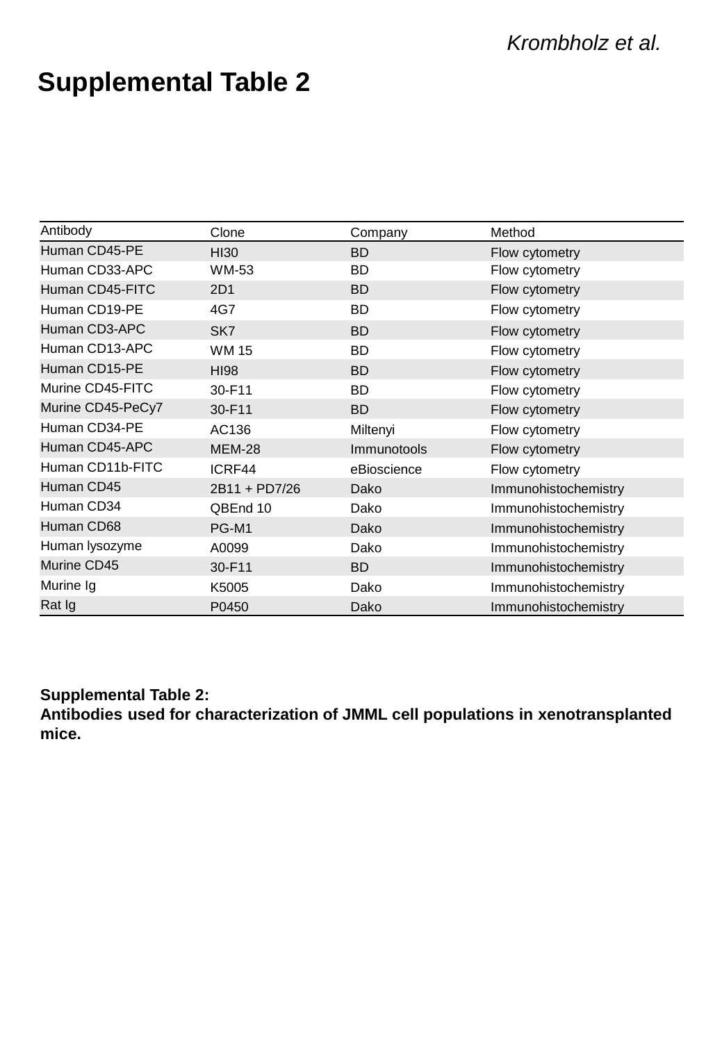# Supplemental Table 2

| Antibody | Clone | Company | Method |
|---|---|---|---|
| Human CD45-PE | HI30 | BD | Flow cytometry |
| Human CD33-APC | WM-53 | BD | Flow cytometry |
| Human CD45-FITC | 2D1 | BD | Flow cytometry |
| Human CD19-PE | 4G7 | BD | Flow cytometry |
| Human CD3-APC | SK7 | BD | Flow cytometry |
| Human CD13-APC | WM 15 | BD | Flow cytometry |
| Human CD15-PE | HI98 | BD | Flow cytometry |
| Murine CD45-FITC | 30-F11 | BD | Flow cytometry |
| Murine CD45-PeCy7 | 30-F11 | BD | Flow cytometry |
| Human CD34-PE | AC136 | Miltenyi | Flow cytometry |
| Human CD45-APC | MEM-28 | Immunotools | Flow cytometry |
| Human CD11b-FITC | ICRF44 | eBioscience | Flow cytometry |
| Human CD45 | 2B11 + PD7/26 | Dako | Immunohistochemistry |
| Human CD34 | QBEnd 10 | Dako | Immunohistochemistry |
| Human CD68 | PG-M1 | Dako | Immunohistochemistry |
| Human lysozyme | A0099 | Dako | Immunohistochemistry |
| Murine CD45 | 30-F11 | BD | Immunohistochemistry |
| Murine Ig | K5005 | Dako | Immunohistochemistry |
| Rat Ig | P0450 | Dako | Immunohistochemistry |

**Supplemental Table 2:**
**Antibodies used for characterization of JMML cell populations in xenotransplanted mice.**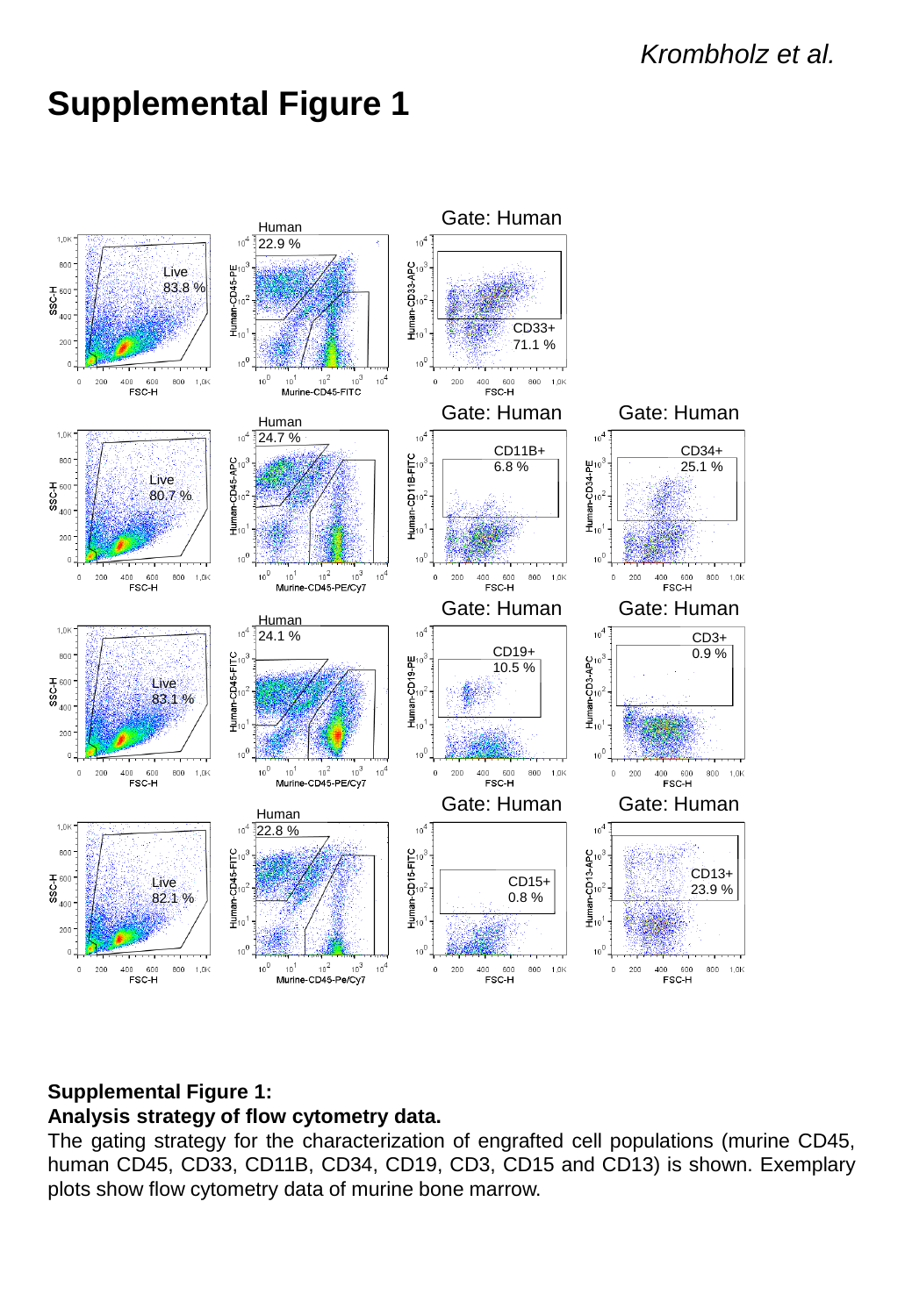# Supplemental Figure 1

**Supplemental Figure 1:**
**Analysis strategy of flow cytometry data.**
The gating strategy for the characterization of engrafted cell populations (murine CD45, human CD45, CD33, CD11B, CD34, CD19, CD3, CD15 and CD13) is shown. Exemplary plots show flow cytometry data of murine bone marrow.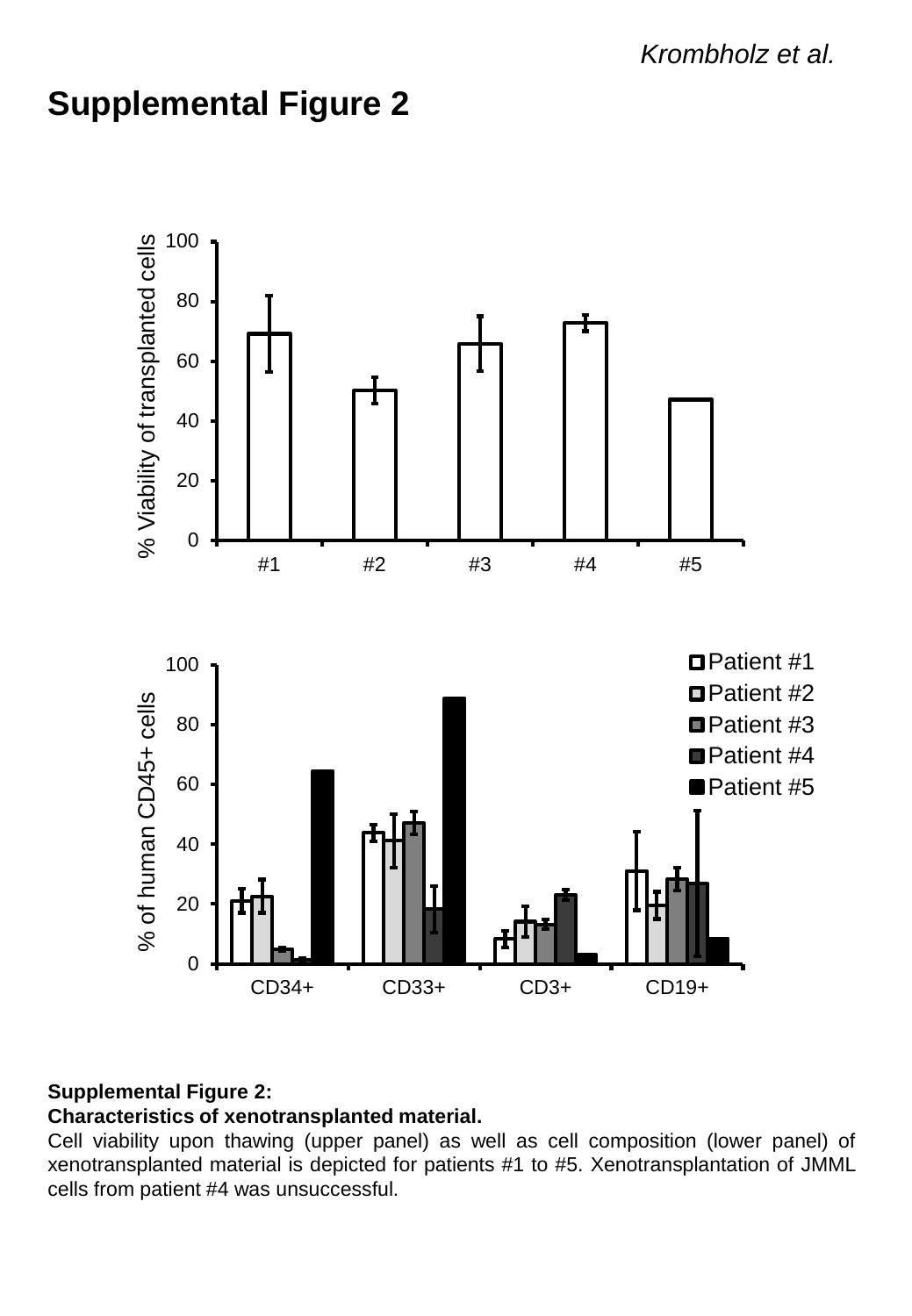# Supplemental Figure 2

**Supplemental Figure 2:**
**Characteristics of xenotransplanted material.**

Cell viability upon thawing (upper panel) as well as cell composition (lower panel) of xenotransplanted material is depicted for patients #1 to #5. Xenotransplantation of JMML cells from patient #4 was unsuccessful.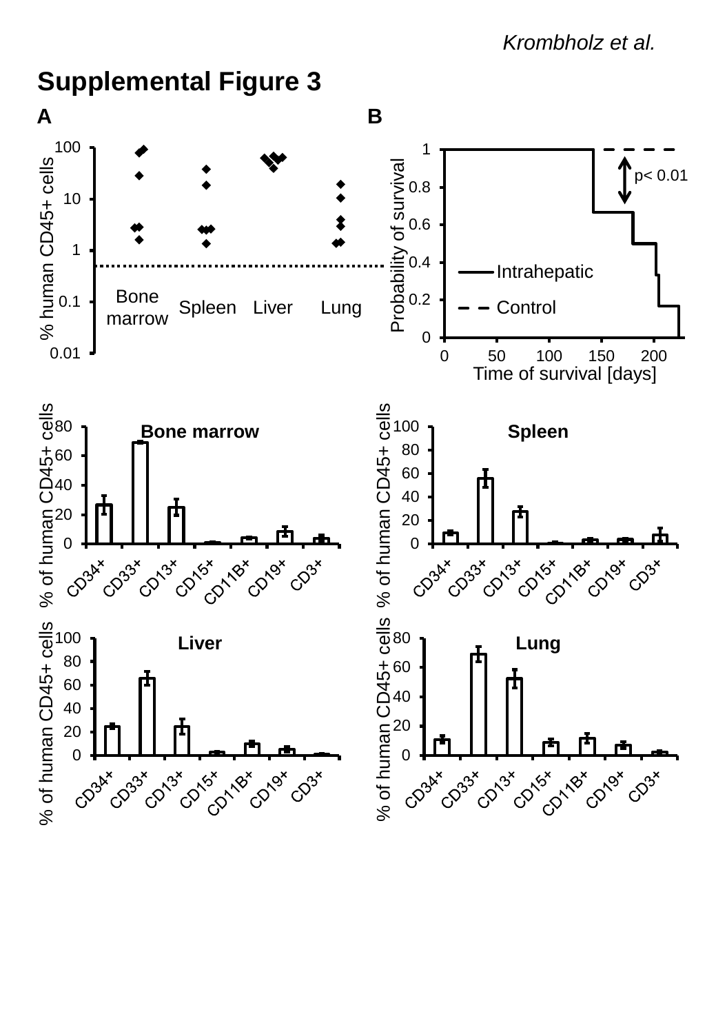# Supplemental Figure 3

**A**

% human CD45+ cells

100, 10, 1, 0.1, 0.01

Bone marrow | Spleen | Liver | Lung

**B**

Probability of survival

1, 0.8, 0.6, 0.4, 0.2, 0

p< 0.01

Intrahepatic

Control

Time of survival [days]

0, 50, 100, 150, 200

**Bone marrow**

% of human CD45+ cells

80, 60, 40, 20, 0

CD34+ CD33+ CD13+ CD15+ CD11B+ CD19+ CD3+

**Spleen**

% of human CD45+ cells

100, 80, 60, 40, 20, 0

CD34+ CD33+ CD13+ CD15+ CD11B+ CD19+ CD3+

**Liver**

% of human CD45+ cells

100, 80, 60, 40, 20, 0

CD34+ CD33+ CD13+ CD15+ CD11B+ CD19+ CD3+

**Lung**

% of human CD45+ cells

80, 60, 40, 20, 0

CD34+ CD33+ CD13+ CD15+ CD11B+ CD19+ CD3+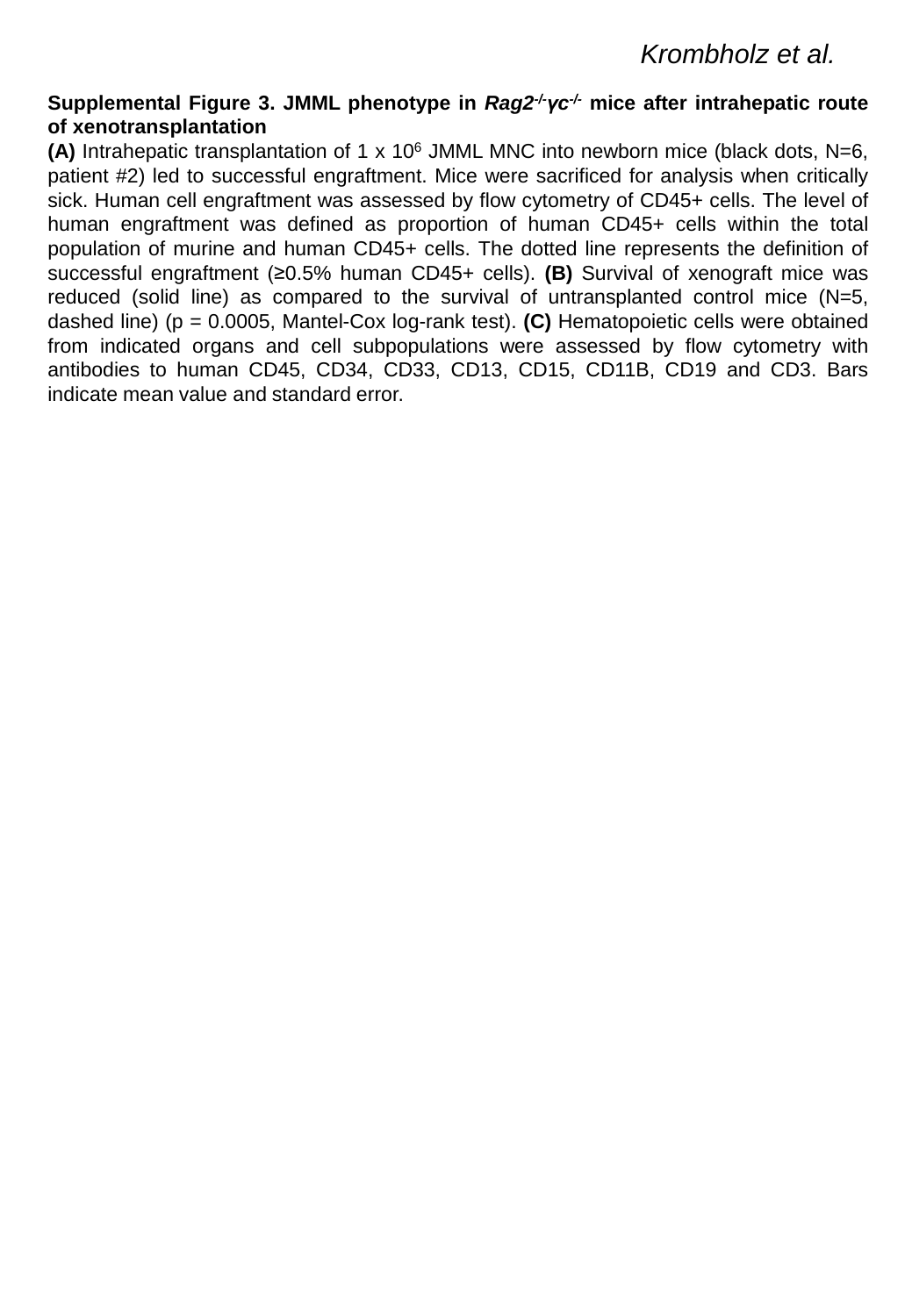**Supplemental Figure 3. JMML phenotype in *Rag2$^{-/-}$γc$^{-/-}$* mice after intrahepatic route of xenotransplantation**

**(A)** Intrahepatic transplantation of 1 x $10^6$ JMML MNC into newborn mice (black dots, N=6, patient #2) led to successful engraftment. Mice were sacrificed for analysis when critically sick. Human cell engraftment was assessed by flow cytometry of CD45+ cells. The level of human engraftment was defined as proportion of human CD45+ cells within the total population of murine and human CD45+ cells. The dotted line represents the definition of successful engraftment (≥0.5% human CD45+ cells). **(B)** Survival of xenograft mice was reduced (solid line) as compared to the survival of untransplanted control mice (N=5, dashed line) ($p = 0.0005$, Mantel-Cox log-rank test). **(C)** Hematopoietic cells were obtained from indicated organs and cell subpopulations were assessed by flow cytometry with antibodies to human CD45, CD34, CD33, CD13, CD15, CD11B, CD19 and CD3. Bars indicate mean value and standard error.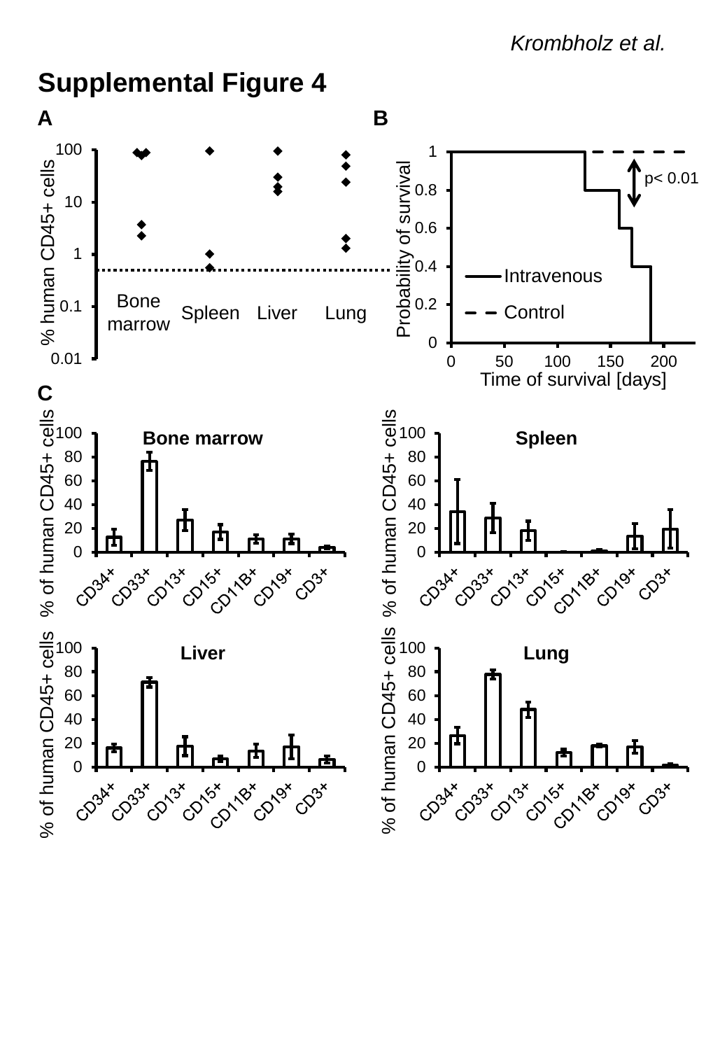# Supplemental Figure 4

**A**

% human CD45+ cells

100, 10, 1, 0.1, 0.01

Bone marrow, Spleen, Liver, Lung

**B**

Probability of survival

p< 0.01

Intravenous

Control

Time of survival [days]

**C**

Bone marrow

Spleen

Liver

Lung

% of human CD45+ cells

CD34+, CD33+, CD13+, CD15+, CD11B+, CD19+, CD3+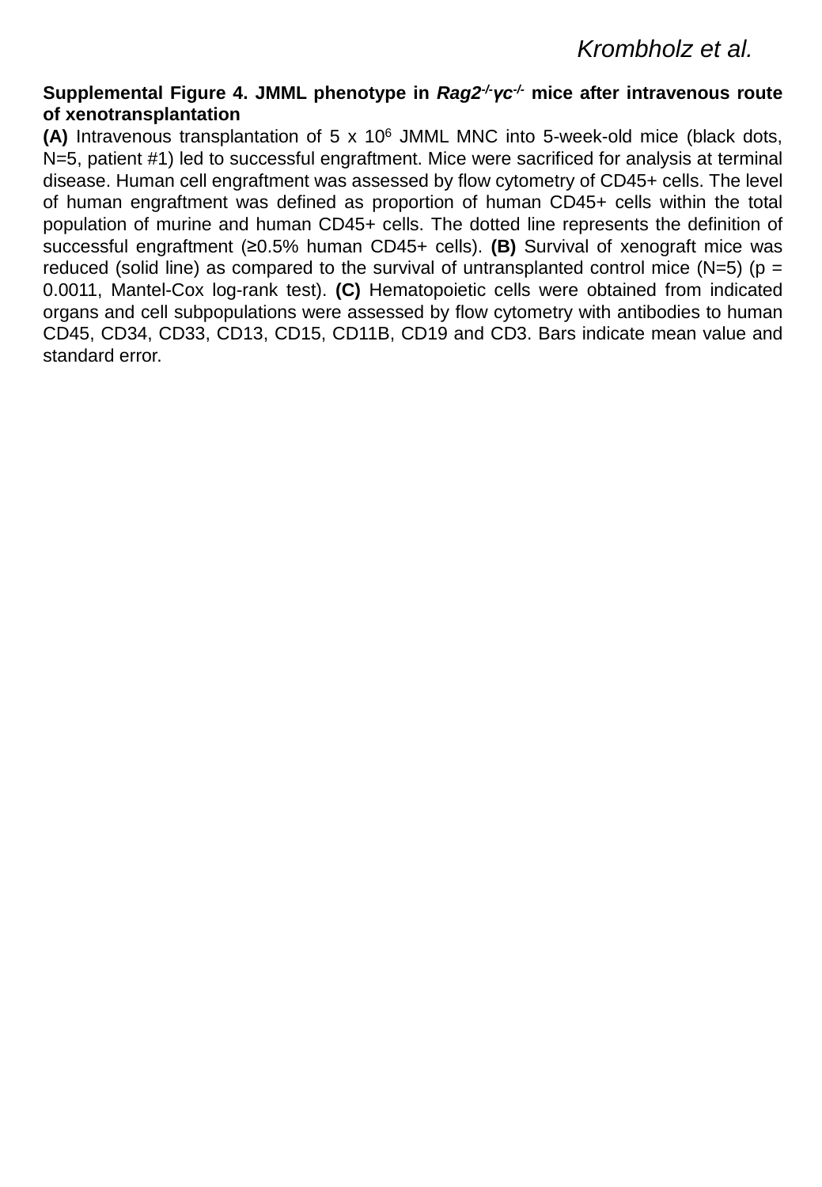**Supplemental Figure 4. JMML phenotype in *Rag2$^{-/-}$γc$^{-/-}$* mice after intravenous route of xenotransplantation**

**(A)** Intravenous transplantation of 5 x $10^6$ JMML MNC into 5-week-old mice (black dots, N=5, patient #1) led to successful engraftment. Mice were sacrificed for analysis at terminal disease. Human cell engraftment was assessed by flow cytometry of CD45+ cells. The level of human engraftment was defined as proportion of human CD45+ cells within the total population of murine and human CD45+ cells. The dotted line represents the definition of successful engraftment (≥0.5% human CD45+ cells). **(B)** Survival of xenograft mice was reduced (solid line) as compared to the survival of untransplanted control mice (N=5) ($p$ = 0.0011, Mantel-Cox log-rank test). **(C)** Hematopoietic cells were obtained from indicated organs and cell subpopulations were assessed by flow cytometry with antibodies to human CD45, CD34, CD33, CD13, CD15, CD11B, CD19 and CD3. Bars indicate mean value and standard error.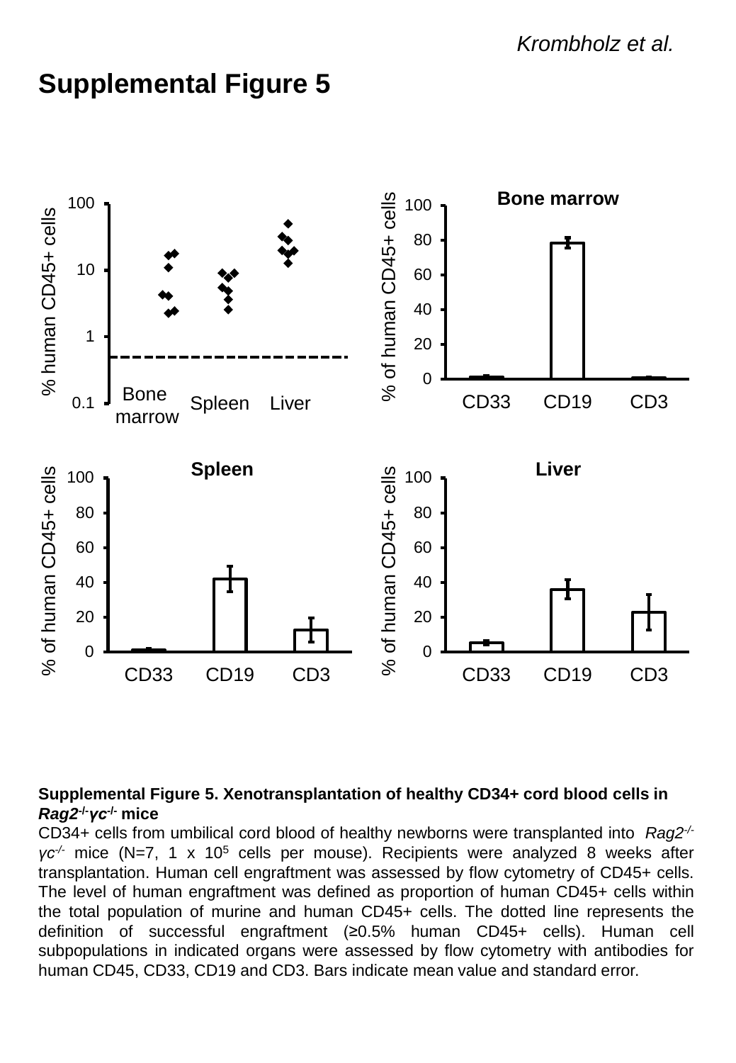# Supplemental Figure 5

**Supplemental Figure 5. Xenotransplantation of healthy CD34+ cord blood cells in** ***Rag2$^{-/-}$γc$^{-/-}$*** **mice**

CD34+ cells from umbilical cord blood of healthy newborns were transplanted into *Rag2$^{-/-}$ γc$^{-/-}$* mice (N=7, 1 x $10^5$ cells per mouse). Recipients were analyzed 8 weeks after transplantation. Human cell engraftment was assessed by flow cytometry of CD45+ cells. The level of human engraftment was defined as proportion of human CD45+ cells within the total population of murine and human CD45+ cells. The dotted line represents the definition of successful engraftment (≥0.5% human CD45+ cells). Human cell subpopulations in indicated organs were assessed by flow cytometry with antibodies for human CD45, CD33, CD19 and CD3. Bars indicate mean value and standard error.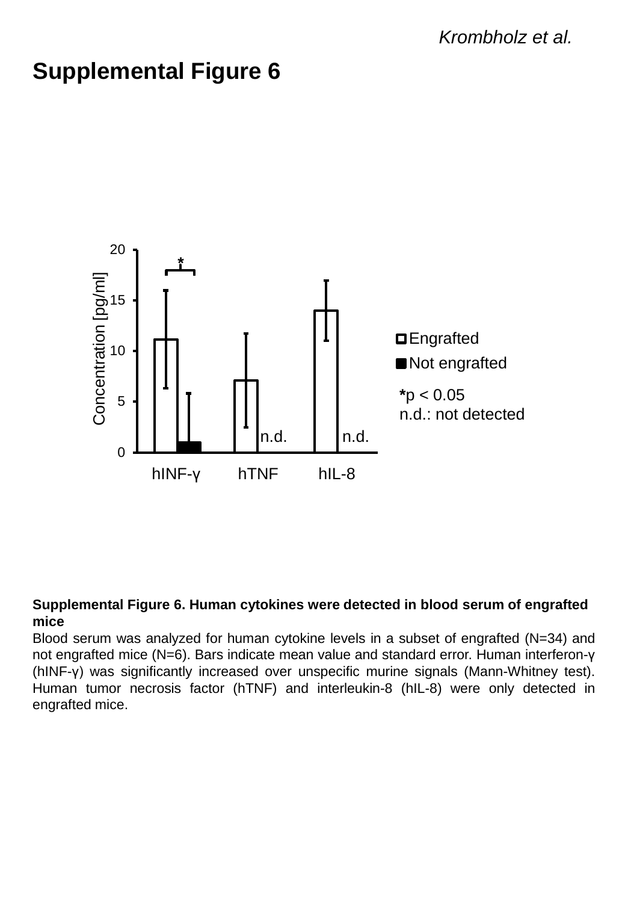# Supplemental Figure 6

20
15
10
5
0

Concentration [pg/ml]

*

n.d.

n.d.

hINF-γ hTNF hIL-8

Engrafted
Not engrafted

*p < 0.05
n.d.: not detected

**Supplemental Figure 6. Human cytokines were detected in blood serum of engrafted mice**

Blood serum was analyzed for human cytokine levels in a subset of engrafted (N=34) and not engrafted mice (N=6). Bars indicate mean value and standard error. Human interferon-γ (hINF-γ) was significantly increased over unspecific murine signals (Mann-Whitney test). Human tumor necrosis factor (hTNF) and interleukin-8 (hIL-8) were only detected in engrafted mice.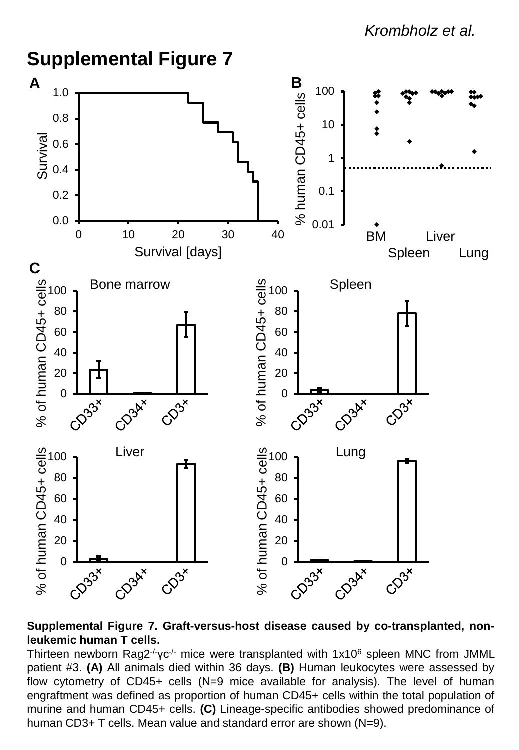# Supplemental Figure 7

**Supplemental Figure 7. Graft-versus-host disease caused by co-transplanted, non-leukemic human T cells.**

Thirteen newborn Rag2$^{-/-}\gamma$c$^{-/-}$ mice were transplanted with 1x10$^{6}$ spleen MNC from JMML patient #3. **(A)** All animals died within 36 days. **(B)** Human leukocytes were assessed by flow cytometry of CD45+ cells (N=9 mice available for analysis). The level of human engraftment was defined as proportion of human CD45+ cells within the total population of murine and human CD45+ cells. **(C)** Lineage-specific antibodies showed predominance of human CD3+ T cells. Mean value and standard error are shown (N=9).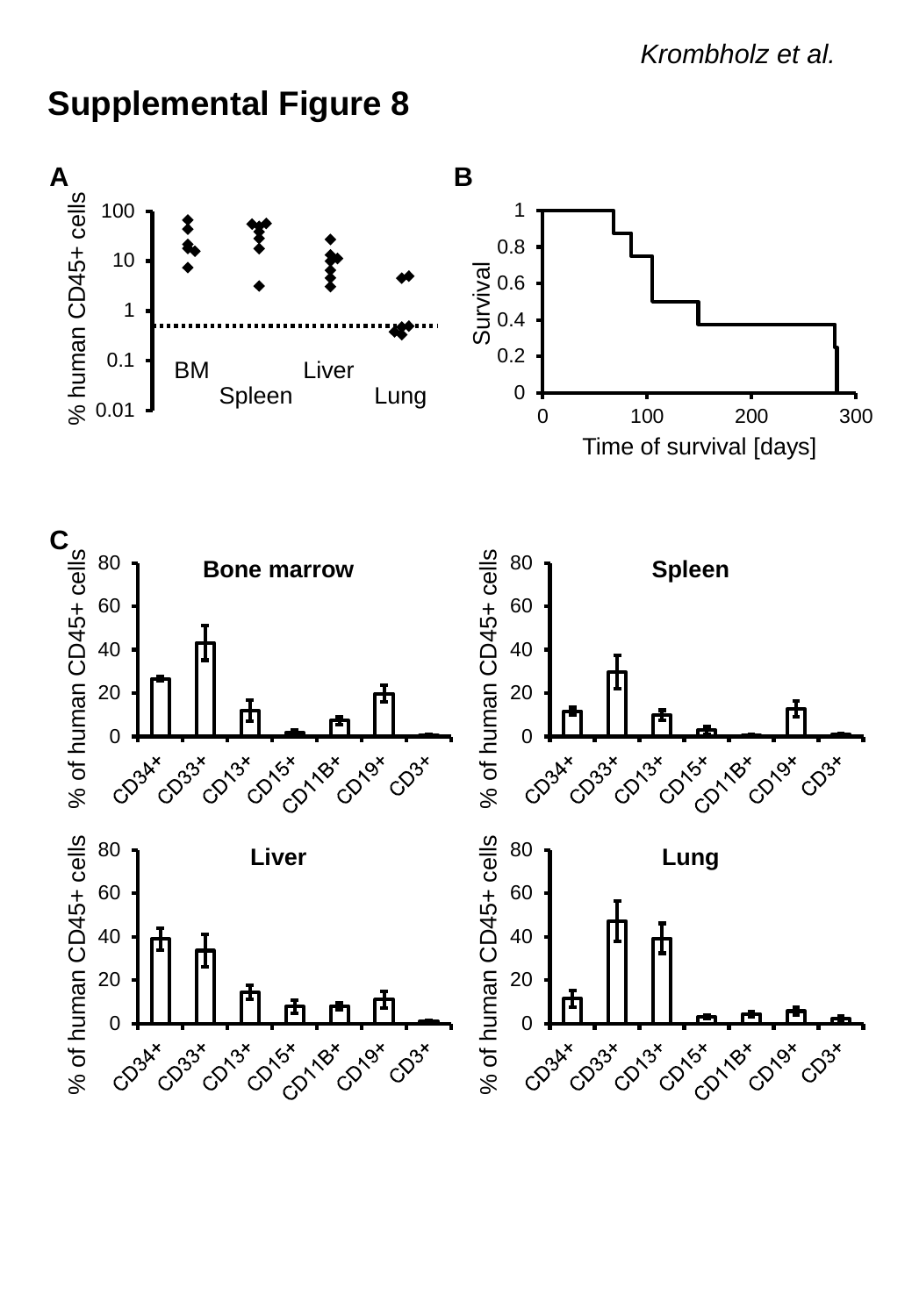# Supplemental Figure 8

**A**

% human CD45+ cells

100, 10, 1, 0.1, 0.01

BM, Spleen, Liver, Lung

**B**

Survival

1, 0.8, 0.6, 0.4, 0.2, 0

0, 100, 200, 300

Time of survival [days]

**C**

**Bone marrow**

**Spleen**

**Liver**

**Lung**

% of human CD45+ cells

0, 20, 40, 60, 80

CD34+, CD33+, CD13+, CD15+, CD11B+, CD19+, CD3+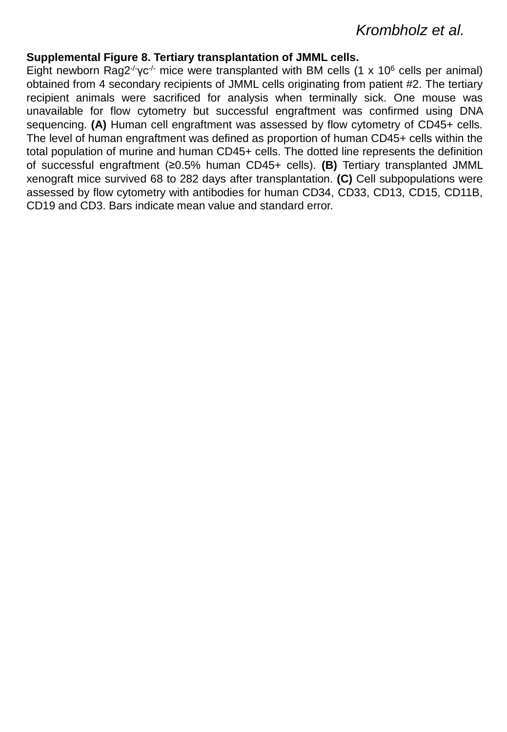**Supplemental Figure 8. Tertiary transplantation of JMML cells.**

Eight newborn Rag2$^{-/-}$γc$^{-/-}$ mice were transplanted with BM cells (1 x $10^6$ cells per animal) obtained from 4 secondary recipients of JMML cells originating from patient #2. The tertiary recipient animals were sacrificed for analysis when terminally sick. One mouse was unavailable for flow cytometry but successful engraftment was confirmed using DNA sequencing. **(A)** Human cell engraftment was assessed by flow cytometry of CD45+ cells. The level of human engraftment was defined as proportion of human CD45+ cells within the total population of murine and human CD45+ cells. The dotted line represents the definition of successful engraftment (≥0.5% human CD45+ cells). **(B)** Tertiary transplanted JMML xenograft mice survived 68 to 282 days after transplantation. **(C)** Cell subpopulations were assessed by flow cytometry with antibodies for human CD34, CD33, CD13, CD15, CD11B, CD19 and CD3. Bars indicate mean value and standard error.